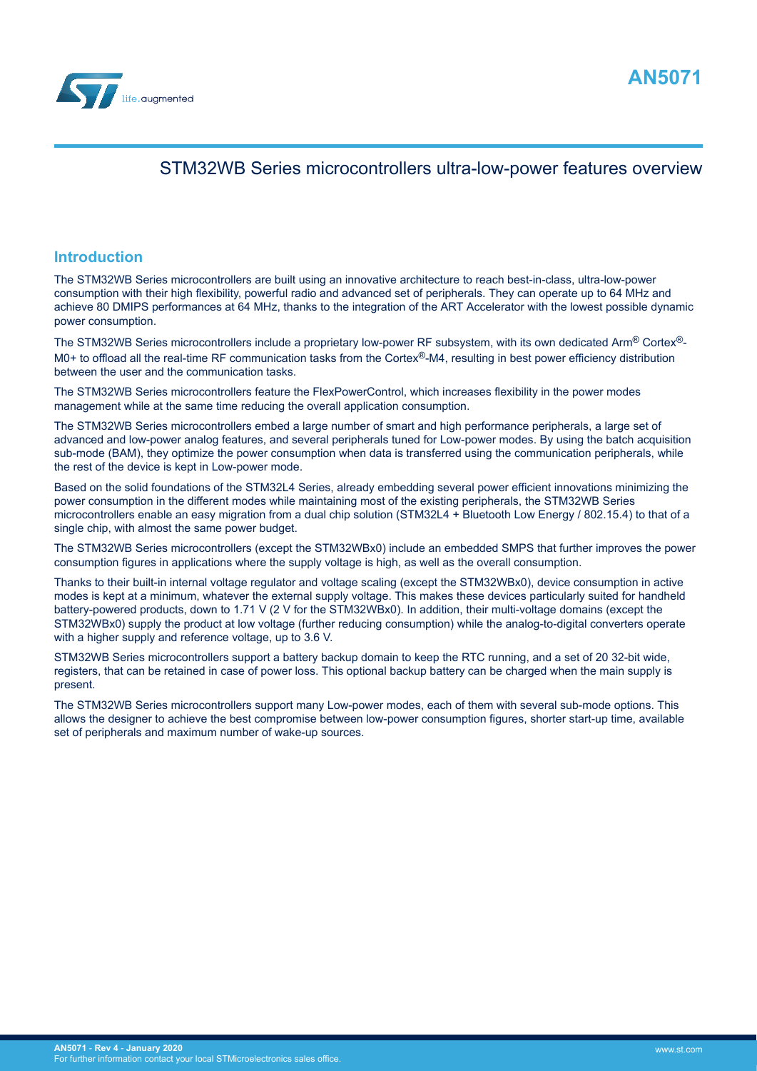# AN5071

## STM32WB Series microcontrollers ultra-low-power features overview

## Introduction

The STM32WB Series microcontrollers are built using an innovative architecture to reach best-in-class, ultra-low-power consumption with their high flexibility, powerful radio and advanced set of peripherals. They can operate up to 64 MHz and achieve 80 DMIPS performances at 64 MHz, thanks to the integration of the ART Accelerator with the lowest possible dynamic power consumption.

The STM32WB Series microcontrollers include a proprietary low-power RF subsystem, with its own dedicated Arm® Cortex®-M0+ to offload all the real-time RF communication tasks from the Cortex®-M4, resulting in best power efficiency distribution between the user and the communication tasks.

The STM32WB Series microcontrollers feature the FlexPowerControl, which increases flexibility in the power modes management while at the same time reducing the overall application consumption.

The STM32WB Series microcontrollers embed a large number of smart and high performance peripherals, a large set of advanced and low-power analog features, and several peripherals tuned for Low-power modes. By using the batch acquisition sub-mode (BAM), they optimize the power consumption when data is transferred using the communication peripherals, while the rest of the device is kept in Low-power mode.

Based on the solid foundations of the STM32L4 Series, already embedding several power efficient innovations minimizing the power consumption in the different modes while maintaining most of the existing peripherals, the STM32WB Series microcontrollers enable an easy migration from a dual chip solution (STM32L4 + Bluetooth Low Energy / 802.15.4) to that of a single chip, with almost the same power budget.

The STM32WB Series microcontrollers (except the STM32WBx0) include an embedded SMPS that further improves the power consumption figures in applications where the supply voltage is high, as well as the overall consumption.

Thanks to their built-in internal voltage regulator and voltage scaling (except the STM32WBx0), device consumption in active modes is kept at a minimum, whatever the external supply voltage. This makes these devices particularly suited for handheld battery-powered products, down to 1.71 V (2 V for the STM32WBx0). In addition, their multi-voltage domains (except the STM32WBx0) supply the product at low voltage (further reducing consumption) while the analog-to-digital converters operate with a higher supply and reference voltage, up to 3.6 V.

STM32WB Series microcontrollers support a battery backup domain to keep the RTC running, and a set of 20 32-bit wide, registers, that can be retained in case of power loss. This optional backup battery can be charged when the main supply is present.

The STM32WB Series microcontrollers support many Low-power modes, each of them with several sub-mode options. This allows the designer to achieve the best compromise between low-power consumption figures, shorter start-up time, available set of peripherals and maximum number of wake-up sources.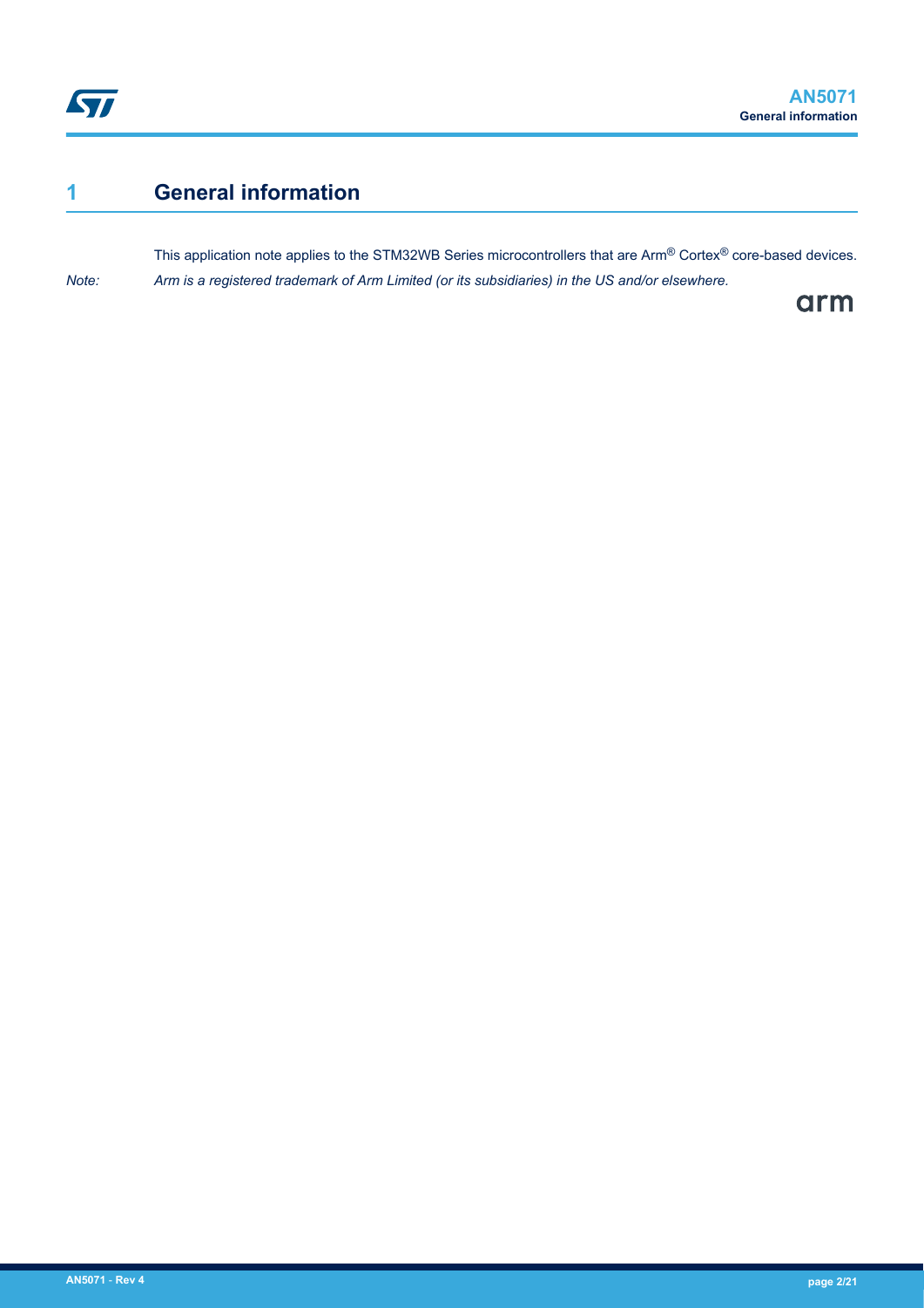# 1 General information

This application note applies to the STM32WB Series microcontrollers that are Arm® Cortex® core-based devices.

*Note: Arm is a registered trademark of Arm Limited (or its subsidiaries) in the US and/or elsewhere.*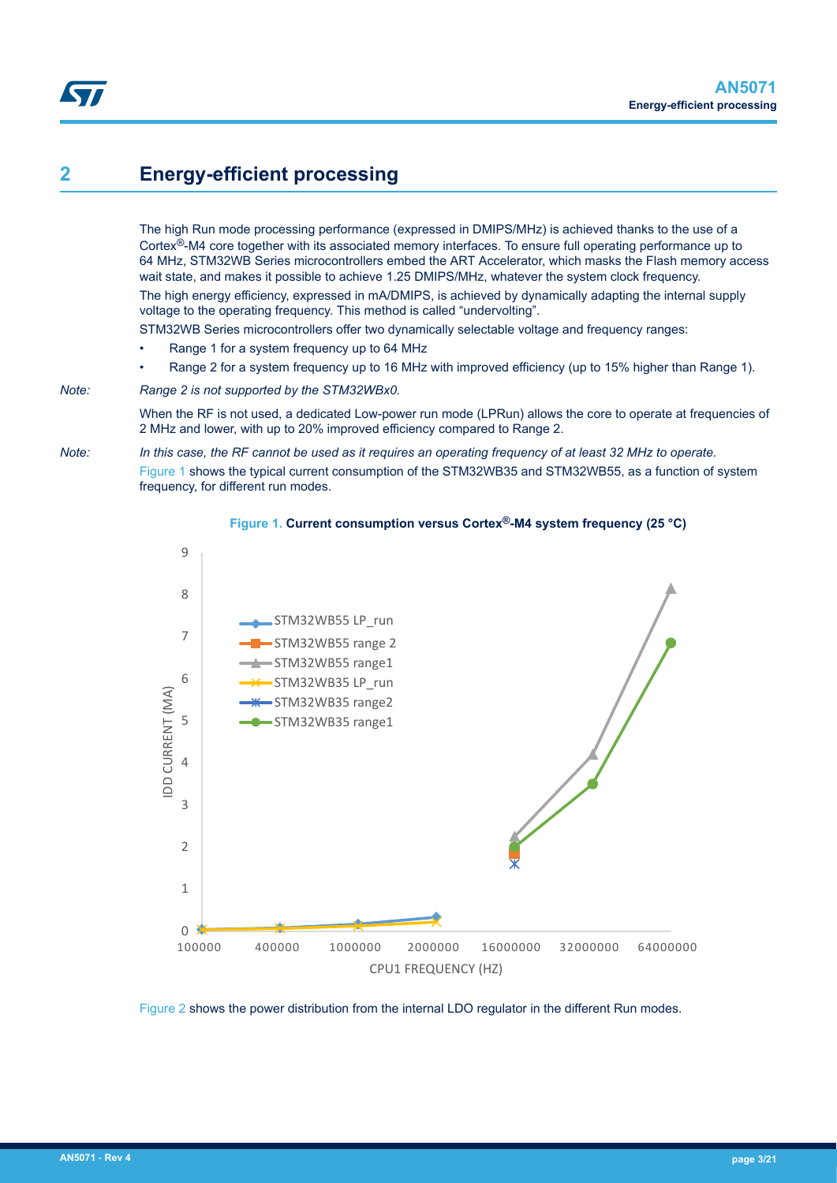## 2 Energy-efficient processing

The high Run mode processing performance (expressed in DMIPS/MHz) is achieved thanks to the use of a Cortex®-M4 core together with its associated memory interfaces. To ensure full operating performance up to 64 MHz, STM32WB Series microcontrollers embed the ART Accelerator, which masks the Flash memory access wait state, and makes it possible to achieve 1.25 DMIPS/MHz, whatever the system clock frequency.

The high energy efficiency, expressed in mA/DMIPS, is achieved by dynamically adapting the internal supply voltage to the operating frequency. This method is called "undervolting".

STM32WB Series microcontrollers offer two dynamically selectable voltage and frequency ranges:

- Range 1 for a system frequency up to 64 MHz
- Range 2 for a system frequency up to 16 MHz with improved efficiency (up to 15% higher than Range 1).

*Note: Range 2 is not supported by the STM32WBx0.*

When the RF is not used, a dedicated Low-power run mode (LPRun) allows the core to operate at frequencies of 2 MHz and lower, with up to 20% improved efficiency compared to Range 2.

*Note: In this case, the RF cannot be used as it requires an operating frequency of at least 32 MHz to operate.*

Figure 1 shows the typical current consumption of the STM32WB35 and STM32WB55, as a function of system frequency, for different run modes.

**Figure 1. Current consumption versus Cortex®-M4 system frequency (25 °C)**

IDD CURRENT (MA)
0
1
2
3
4
5
6
7
8
9

CPU1 FREQUENCY (HZ)
100000
400000
1000000
2000000
16000000
32000000
64000000

STM32WB55 LP_run
STM32WB55 range 2
STM32WB55 range1
STM32WB35 LP_run
STM32WB35 range2
STM32WB35 range1

Figure 2 shows the power distribution from the internal LDO regulator in the different Run modes.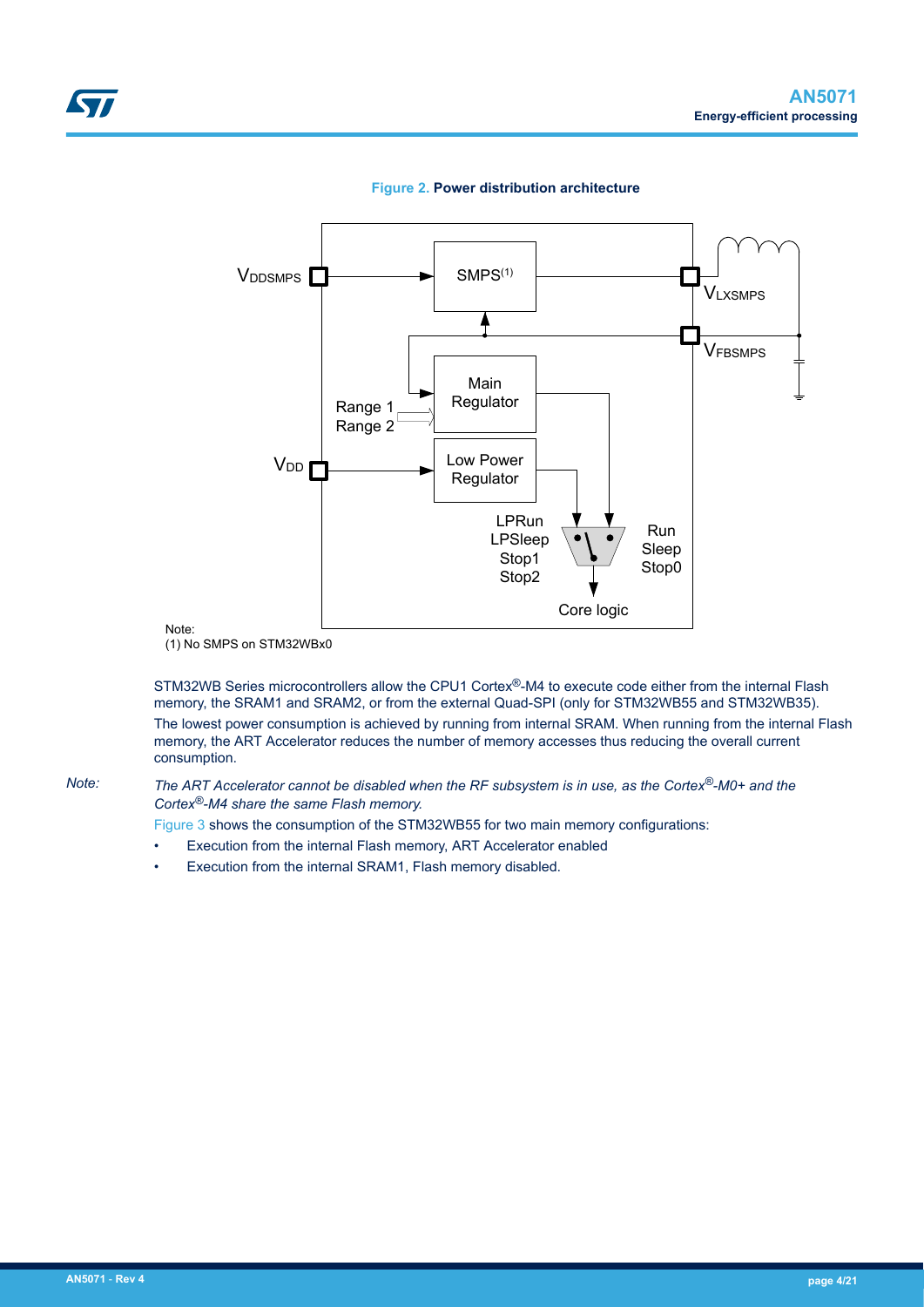**Figure 2. Power distribution architecture**

$V_{DDSMPS}$

SMPS[1]

$V_{LXSMPS}$

$V_{FBSMPS}$

Main Regulator

Range 1
Range 2

$V_{DD}$

Low Power Regulator

LPRun
LPSleep
Stop1
Stop2

Run
Sleep
Stop0

Core logic

Note:
(1) No SMPS on STM32WBx0

STM32WB Series microcontrollers allow the CPU1 Cortex®-M4 to execute code either from the internal Flash memory, the SRAM1 and SRAM2, or from the external Quad-SPI (only for STM32WB55 and STM32WB35).

The lowest power consumption is achieved by running from internal SRAM. When running from the internal Flash memory, the ART Accelerator reduces the number of memory accesses thus reducing the overall current consumption.

*Note: The ART Accelerator cannot be disabled when the RF subsystem is in use, as the Cortex®-M0+ and the Cortex®-M4 share the same Flash memory.*

Figure 3 shows the consumption of the STM32WB55 for two main memory configurations:

- Execution from the internal Flash memory, ART Accelerator enabled
- Execution from the internal SRAM1, Flash memory disabled.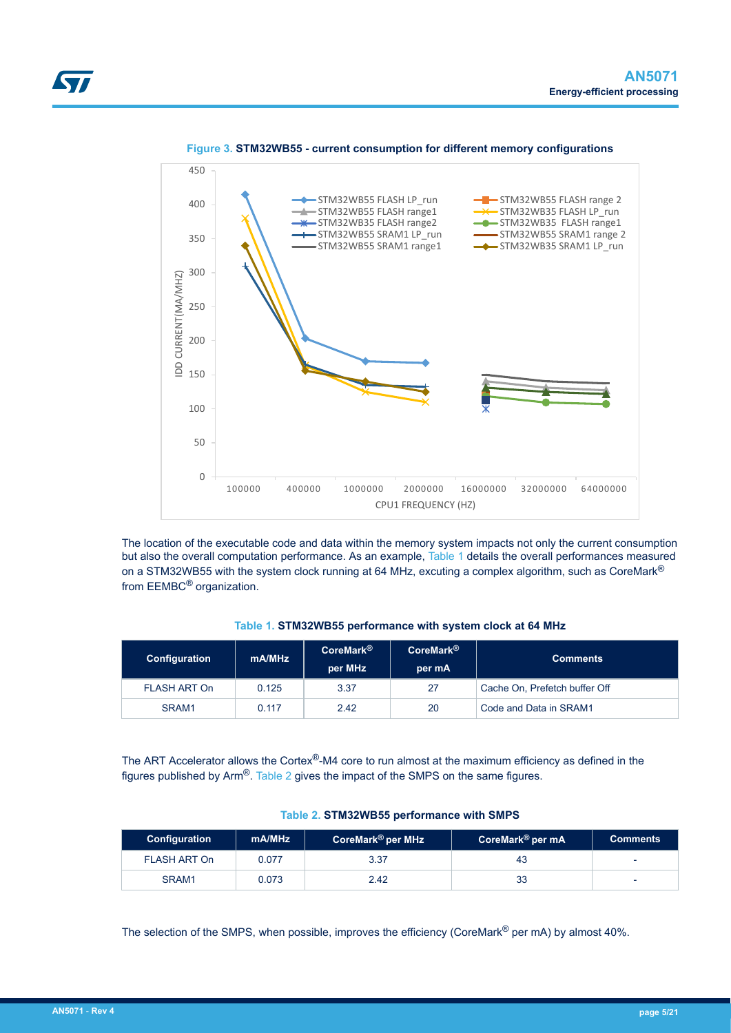Figure 3. **STM32WB55 - current consumption for different memory configurations**

450
400
350
300
250
200
150
100
50
0

IDD CURRENT(MA/MHZ)

100000 400000 1000000 2000000 16000000 32000000 64000000

CPU1 FREQUENCY (HZ)

STM32WB55 FLASH LP_run
STM32WB55 FLASH range1
STM32WB35 FLASH range2
STM32WB55 SRAM1 LP_run
STM32WB55 SRAM1 range1
STM32WB55 FLASH range 2
STM32WB35 FLASH LP_run
STM32WB35 FLASH range1
STM32WB55 SRAM1 range 2
STM32WB35 SRAM1 LP_run

The location of the executable code and data within the memory system impacts not only the current consumption but also the overall computation performance. As an example, Table 1 details the overall performances measured on a STM32WB55 with the system clock running at 64 MHz, excuting a complex algorithm, such as CoreMark® from EEMBC® organization.

Table 1. **STM32WB55 performance with system clock at 64 MHz**

| Configuration | mA/MHz | CoreMark® per MHz | CoreMark® per mA | Comments |
|---|---|---|---|---|
| FLASH ART On | 0.125 | 3.37 | 27 | Cache On, Prefetch buffer Off |
| SRAM1 | 0.117 | 2.42 | 20 | Code and Data in SRAM1 |

The ART Accelerator allows the Cortex®-M4 core to run almost at the maximum efficiency as defined in the figures published by Arm®. Table 2 gives the impact of the SMPS on the same figures.

Table 2. **STM32WB55 performance with SMPS**

| Configuration | mA/MHz | CoreMark® per MHz | CoreMark® per mA | Comments |
|---|---|---|---|---|
| FLASH ART On | 0.077 | 3.37 | 43 | - |
| SRAM1 | 0.073 | 2.42 | 33 | - |

The selection of the SMPS, when possible, improves the efficiency (CoreMark® per mA) by almost 40%.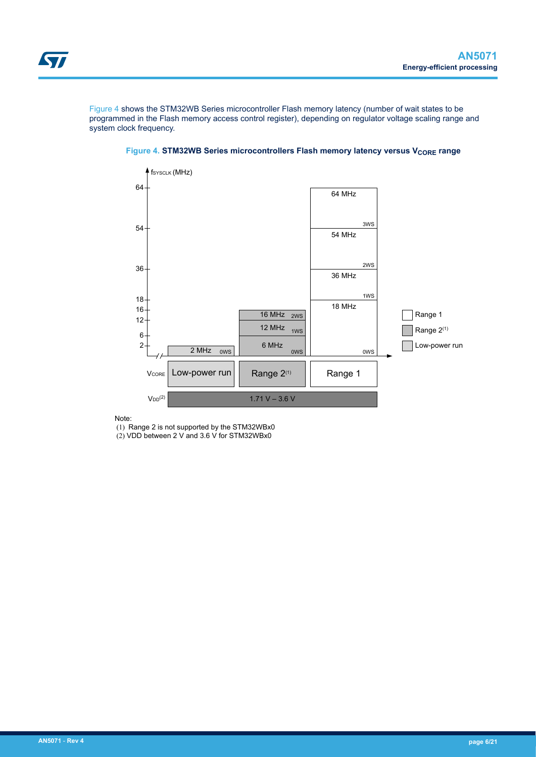Figure 4 shows the STM32WB Series microcontroller Flash memory latency (number of wait states to be programmed in the Flash memory access control register), depending on regulator voltage scaling range and system clock frequency.

**Figure 4. STM32WB Series microcontrollers Flash memory latency versus $V_{CORE}$ range**

$f_{SYSCLK}$ (MHz)

64
54
36
18
16
12
6
2

64 MHz
3WS
54 MHz
2WS
36 MHz
1WS
18 MHz
0WS

16 MHz 2WS
12 MHz 1WS
6 MHz 0WS

2 MHz 0WS

$V_{CORE}$: Low-power run | Range 2(1) | Range 1

$V_{DD}$(2): 1.71 V – 3.6 V

Range 1
Range 2(1)
Low-power run

Note:
(1) Range 2 is not supported by the STM32WBx0
(2) VDD between 2 V and 3.6 V for STM32WBx0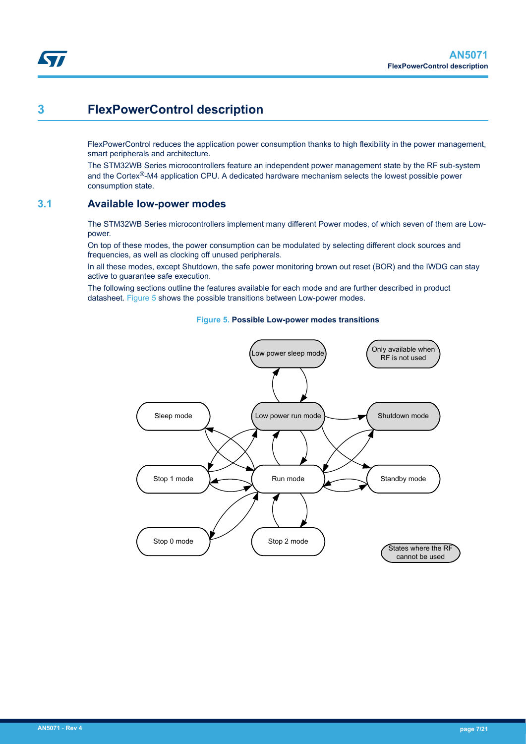# 3 FlexPowerControl description

FlexPowerControl reduces the application power consumption thanks to high flexibility in the power management, smart peripherals and architecture.

The STM32WB Series microcontrollers feature an independent power management state by the RF sub-system and the Cortex®-M4 application CPU. A dedicated hardware mechanism selects the lowest possible power consumption state.

## 3.1 Available low-power modes

The STM32WB Series microcontrollers implement many different Power modes, of which seven of them are Low-power.

On top of these modes, the power consumption can be modulated by selecting different clock sources and frequencies, as well as clocking off unused peripherals.

In all these modes, except Shutdown, the safe power monitoring brown out reset (BOR) and the IWDG can stay active to guarantee safe execution.

The following sections outline the features available for each mode and are further described in product datasheet. Figure 5 shows the possible transitions between Low-power modes.

**Figure 5. Possible Low-power modes transitions**

Low power sleep mode
Only available when RF is not used
Sleep mode
Low power run mode
Shutdown mode
Stop 1 mode
Run mode
Standby mode
Stop 0 mode
Stop 2 mode
States where the RF cannot be used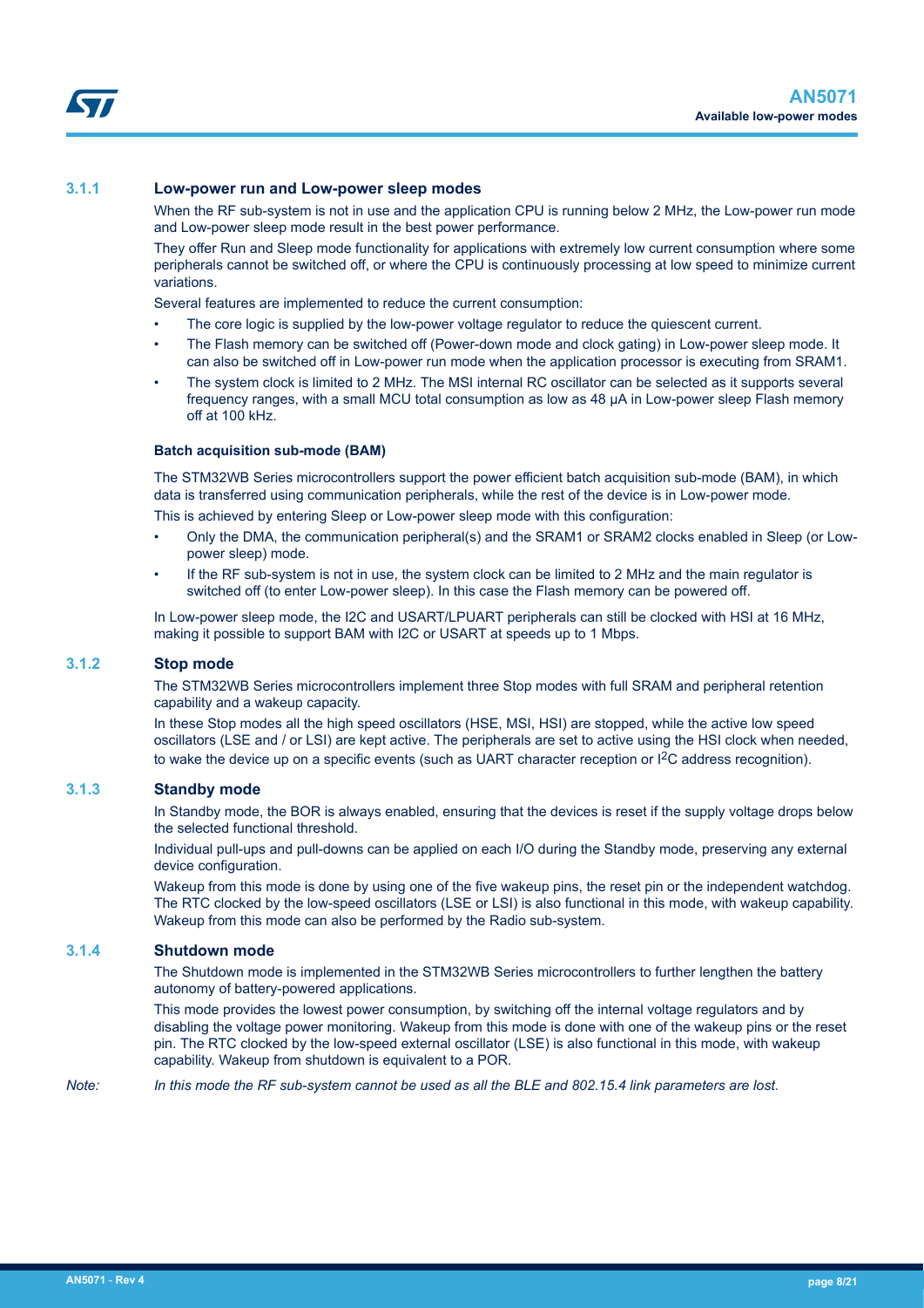### 3.1.1 Low-power run and Low-power sleep modes

When the RF sub-system is not in use and the application CPU is running below 2 MHz, the Low-power run mode and Low-power sleep mode result in the best power performance.

They offer Run and Sleep mode functionality for applications with extremely low current consumption where some peripherals cannot be switched off, or where the CPU is continuously processing at low speed to minimize current variations.

Several features are implemented to reduce the current consumption:

- The core logic is supplied by the low-power voltage regulator to reduce the quiescent current.
- The Flash memory can be switched off (Power-down mode and clock gating) in Low-power sleep mode. It can also be switched off in Low-power run mode when the application processor is executing from SRAM1.
- The system clock is limited to 2 MHz. The MSI internal RC oscillator can be selected as it supports several frequency ranges, with a small MCU total consumption as low as 48 µA in Low-power sleep Flash memory off at 100 kHz.

**Batch acquisition sub-mode (BAM)**

The STM32WB Series microcontrollers support the power efficient batch acquisition sub-mode (BAM), in which data is transferred using communication peripherals, while the rest of the device is in Low-power mode.

This is achieved by entering Sleep or Low-power sleep mode with this configuration:

- Only the DMA, the communication peripheral(s) and the SRAM1 or SRAM2 clocks enabled in Sleep (or Low-power sleep) mode.
- If the RF sub-system is not in use, the system clock can be limited to 2 MHz and the main regulator is switched off (to enter Low-power sleep). In this case the Flash memory can be powered off.

In Low-power sleep mode, the I2C and USART/LPUART peripherals can still be clocked with HSI at 16 MHz, making it possible to support BAM with I2C or USART at speeds up to 1 Mbps.

### 3.1.2 Stop mode

The STM32WB Series microcontrollers implement three Stop modes with full SRAM and peripheral retention capability and a wakeup capacity.

In these Stop modes all the high speed oscillators (HSE, MSI, HSI) are stopped, while the active low speed oscillators (LSE and / or LSI) are kept active. The peripherals are set to active using the HSI clock when needed, to wake the device up on a specific events (such as UART character reception or $I^2C$ address recognition).

### 3.1.3 Standby mode

In Standby mode, the BOR is always enabled, ensuring that the devices is reset if the supply voltage drops below the selected functional threshold.

Individual pull-ups and pull-downs can be applied on each I/O during the Standby mode, preserving any external device configuration.

Wakeup from this mode is done by using one of the five wakeup pins, the reset pin or the independent watchdog. The RTC clocked by the low-speed oscillators (LSE or LSI) is also functional in this mode, with wakeup capability. Wakeup from this mode can also be performed by the Radio sub-system.

### 3.1.4 Shutdown mode

The Shutdown mode is implemented in the STM32WB Series microcontrollers to further lengthen the battery autonomy of battery-powered applications.

This mode provides the lowest power consumption, by switching off the internal voltage regulators and by disabling the voltage power monitoring. Wakeup from this mode is done with one of the wakeup pins or the reset pin. The RTC clocked by the low-speed external oscillator (LSE) is also functional in this mode, with wakeup capability. Wakeup from shutdown is equivalent to a POR.

*Note: In this mode the RF sub-system cannot be used as all the BLE and 802.15.4 link parameters are lost.*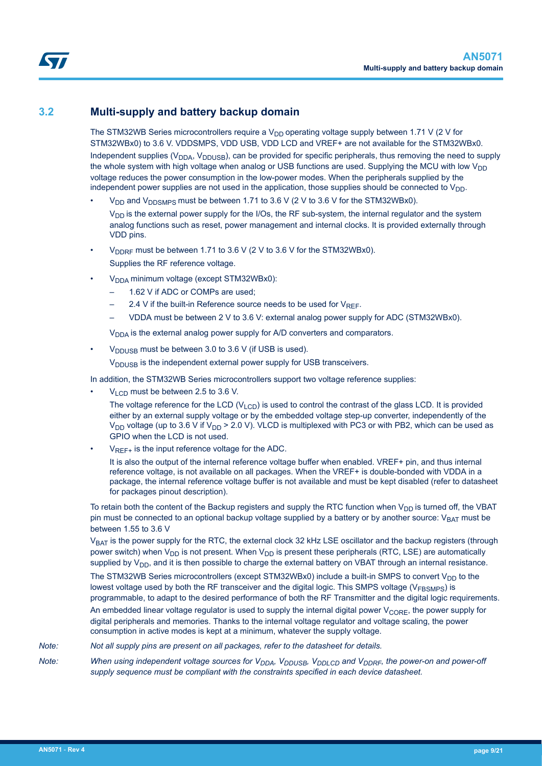## 3.2 Multi-supply and battery backup domain

The STM32WB Series microcontrollers require a $V_{DD}$ operating voltage supply between 1.71 V (2 V for STM32WBx0) to 3.6 V. VDDSMPS, VDD USB, VDD LCD and VREF+ are not available for the STM32WBx0. Independent supplies ($V_{DDA}$, $V_{DDUSB}$), can be provided for specific peripherals, thus removing the need to supply the whole system with high voltage when analog or USB functions are used. Supplying the MCU with low $V_{DD}$ voltage reduces the power consumption in the low-power modes. When the peripherals supplied by the independent power supplies are not used in the application, those supplies should be connected to $V_{DD}$.

- $V_{DD}$ and $V_{DDSMPS}$ must be between 1.71 to 3.6 V (2 V to 3.6 V for the STM32WBx0).

  $V_{DD}$ is the external power supply for the I/Os, the RF sub-system, the internal regulator and the system analog functions such as reset, power management and internal clocks. It is provided externally through VDD pins.
- $V_{DDRF}$ must be between 1.71 to 3.6 V (2 V to 3.6 V for the STM32WBx0).

  Supplies the RF reference voltage.
- $V_{DDA}$ minimum voltage (except STM32WBx0):
  - 1.62 V if ADC or COMPs are used;
  - 2.4 V if the built-in Reference source needs to be used for $V_{REF}$.
  - VDDA must be between 2 V to 3.6 V: external analog power supply for ADC (STM32WBx0).

  $V_{DDA}$ is the external analog power supply for A/D converters and comparators.
- $V_{DDUSB}$ must be between 3.0 to 3.6 V (if USB is used).

  $V_{DDUSB}$ is the independent external power supply for USB transceivers.

In addition, the STM32WB Series microcontrollers support two voltage reference supplies:

- $V_{LCD}$ must be between 2.5 to 3.6 V.

  The voltage reference for the LCD ($V_{LCD}$) is used to control the contrast of the glass LCD. It is provided either by an external supply voltage or by the embedded voltage step-up converter, independently of the $V_{DD}$ voltage (up to 3.6 V if $V_{DD}$ > 2.0 V). VLCD is multiplexed with PC3 or with PB2, which can be used as GPIO when the LCD is not used.
- $V_{REF+}$ is the input reference voltage for the ADC.

  It is also the output of the internal reference voltage buffer when enabled. VREF+ pin, and thus internal reference voltage, is not available on all packages. When the VREF+ is double-bonded with VDDA in a package, the internal reference voltage buffer is not available and must be kept disabled (refer to datasheet for packages pinout description).

To retain both the content of the Backup registers and supply the RTC function when $V_{DD}$ is turned off, the VBAT pin must be connected to an optional backup voltage supplied by a battery or by another source: $V_{BAT}$ must be between 1.55 to 3.6 V

$V_{BAT}$ is the power supply for the RTC, the external clock 32 kHz LSE oscillator and the backup registers (through power switch) when $V_{DD}$ is not present. When $V_{DD}$ is present these peripherals (RTC, LSE) are automatically supplied by $V_{DD}$, and it is then possible to charge the external battery on VBAT through an internal resistance.

The STM32WB Series microcontrollers (except STM32WBx0) include a built-in SMPS to convert $V_{DD}$ to the lowest voltage used by both the RF transceiver and the digital logic. This SMPS voltage ($V_{FBSMPS}$) is programmable, to adapt to the desired performance of both the RF Transmitter and the digital logic requirements.

An embedded linear voltage regulator is used to supply the internal digital power $V_{CORE}$, the power supply for digital peripherals and memories. Thanks to the internal voltage regulator and voltage scaling, the power consumption in active modes is kept at a minimum, whatever the supply voltage.

*Note: Not all supply pins are present on all packages, refer to the datasheet for details.*

*Note: When using independent voltage sources for $V_{DDA}$, $V_{DDUSB}$, $V_{DDLCD}$ and $V_{DDRF}$, the power-on and power-off supply sequence must be compliant with the constraints specified in each device datasheet.*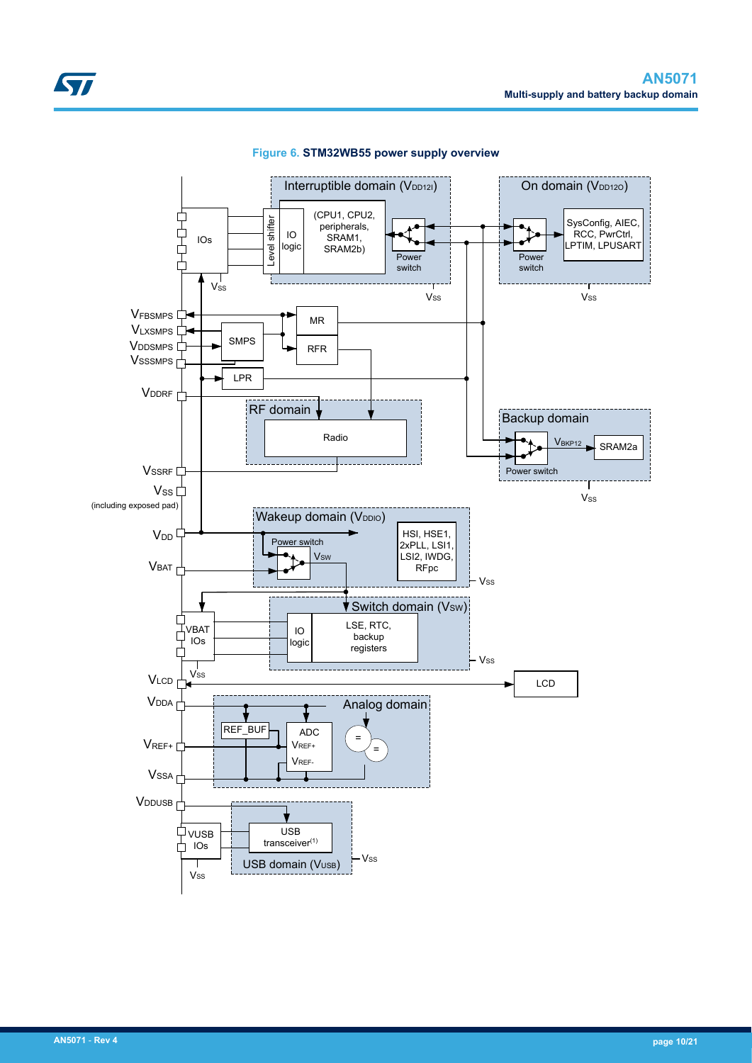**Figure 6. STM32WB55 power supply overview**

Interruptible domain ($V_{DD12I}$)

(CPU1, CPU2, peripherals, SRAM1, SRAM2b)

IO logic

Level shifter

Power switch

On domain ($V_{DD12O}$)

SysConfig, AIEC, RCC, PwrCtrl, LPTIM, LPUSART

Power switch

IOs

$V_{SS}$

$V_{FBSMPS}$

$V_{LXSMPS}$

$V_{DDSMPS}$

$V_{SSSMPS}$

SMPS

MR

RFR

LPR

$V_{DDRF}$

RF domain

Radio

Backup domain

$V_{BKP12}$

SRAM2a

Power switch

$V_{SSRF}$

$V_{SS}$ (including exposed pad)

Wakeup domain ($V_{DDIO}$)

$V_{DD}$

Power switch

$V_{SW}$

HSI, HSE1, 2xPLL, LSI1, LSI2, IWDG, RFpc

$V_{BAT}$

Switch domain ($V_{SW}$)

VBAT IOs

IO logic

LSE, RTC, backup registers

$V_{LCD}$

LCD

$V_{DDA}$

Analog domain

REF_BUF

ADC

$V_{REF+}$

$V_{REF-}$

$V_{SSA}$

$V_{DDUSB}$

VUSB IOs

USB transceiver(1)

USB domain ($V_{USB}$)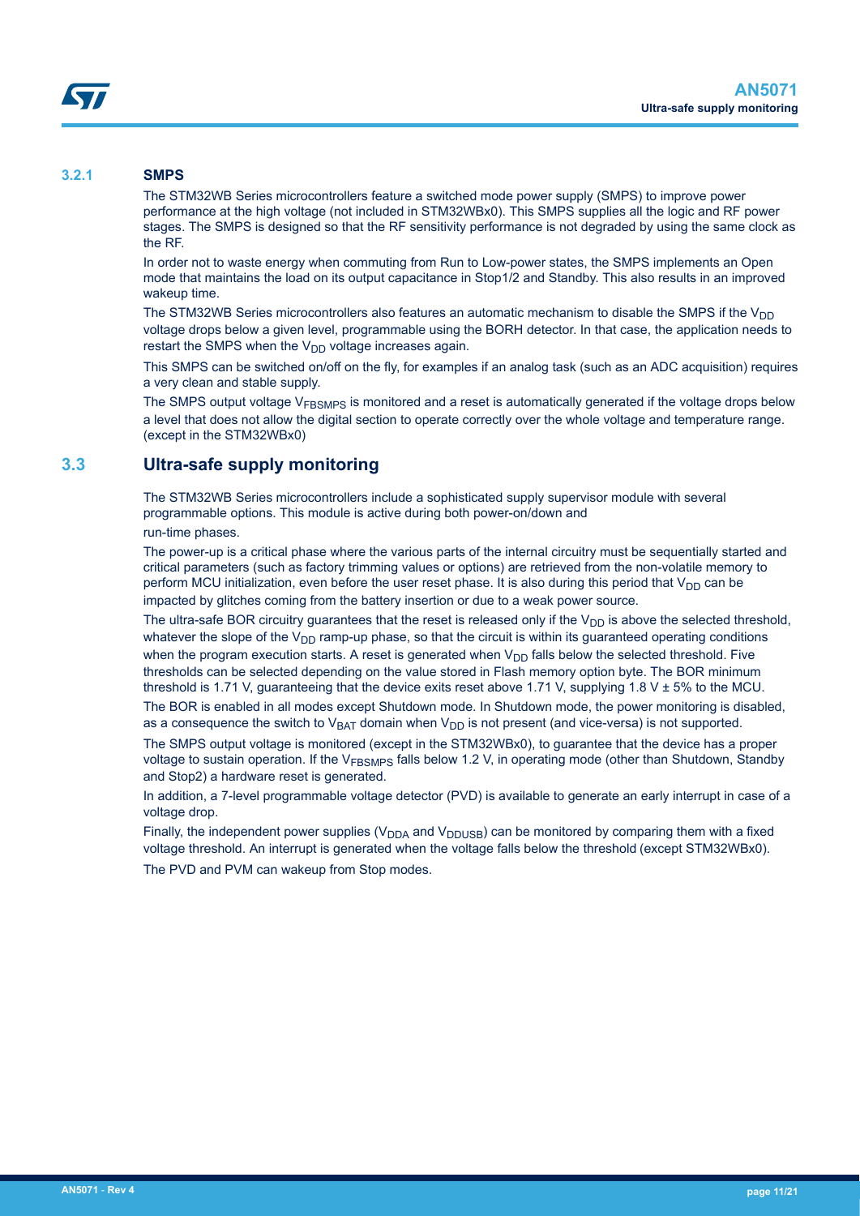### 3.2.1 SMPS

The STM32WB Series microcontrollers feature a switched mode power supply (SMPS) to improve power performance at the high voltage (not included in STM32WBx0). This SMPS supplies all the logic and RF power stages. The SMPS is designed so that the RF sensitivity performance is not degraded by using the same clock as the RF.

In order not to waste energy when commuting from Run to Low-power states, the SMPS implements an Open mode that maintains the load on its output capacitance in Stop1/2 and Standby. This also results in an improved wakeup time.

The STM32WB Series microcontrollers also features an automatic mechanism to disable the SMPS if the $V_{DD}$ voltage drops below a given level, programmable using the BORH detector. In that case, the application needs to restart the SMPS when the $V_{DD}$ voltage increases again.

This SMPS can be switched on/off on the fly, for examples if an analog task (such as an ADC acquisition) requires a very clean and stable supply.

The SMPS output voltage $V_{FBSMPS}$ is monitored and a reset is automatically generated if the voltage drops below a level that does not allow the digital section to operate correctly over the whole voltage and temperature range. (except in the STM32WBx0)

## 3.3 Ultra-safe supply monitoring

The STM32WB Series microcontrollers include a sophisticated supply supervisor module with several programmable options. This module is active during both power-on/down and run-time phases.

The power-up is a critical phase where the various parts of the internal circuitry must be sequentially started and critical parameters (such as factory trimming values or options) are retrieved from the non-volatile memory to perform MCU initialization, even before the user reset phase. It is also during this period that $V_{DD}$ can be impacted by glitches coming from the battery insertion or due to a weak power source.

The ultra-safe BOR circuitry guarantees that the reset is released only if the $V_{DD}$ is above the selected threshold, whatever the slope of the $V_{DD}$ ramp-up phase, so that the circuit is within its guaranteed operating conditions when the program execution starts. A reset is generated when $V_{DD}$ falls below the selected threshold. Five thresholds can be selected depending on the value stored in Flash memory option byte. The BOR minimum threshold is 1.71 V, guaranteeing that the device exits reset above 1.71 V, supplying 1.8 V ± 5% to the MCU.

The BOR is enabled in all modes except Shutdown mode. In Shutdown mode, the power monitoring is disabled, as a consequence the switch to $V_{BAT}$ domain when $V_{DD}$ is not present (and vice-versa) is not supported.

The SMPS output voltage is monitored (except in the STM32WBx0), to guarantee that the device has a proper voltage to sustain operation. If the $V_{FBSMPS}$ falls below 1.2 V, in operating mode (other than Shutdown, Standby and Stop2) a hardware reset is generated.

In addition, a 7-level programmable voltage detector (PVD) is available to generate an early interrupt in case of a voltage drop.

Finally, the independent power supplies ($V_{DDA}$ and $V_{DDUSB}$) can be monitored by comparing them with a fixed voltage threshold. An interrupt is generated when the voltage falls below the threshold (except STM32WBx0).

The PVD and PVM can wakeup from Stop modes.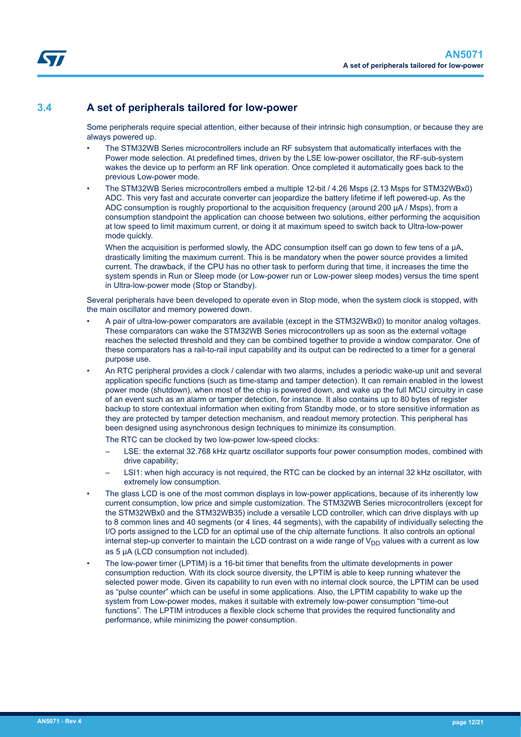## 3.4 A set of peripherals tailored for low-power

Some peripherals require special attention, either because of their intrinsic high consumption, or because they are always powered up.

- The STM32WB Series microcontrollers include an RF subsystem that automatically interfaces with the Power mode selection. At predefined times, driven by the LSE low-power oscillator, the RF-sub-system wakes the device up to perform an RF link operation. Once completed it automatically goes back to the previous Low-power mode.
- The STM32WB Series microcontrollers embed a multiple 12-bit / 4.26 Msps (2.13 Msps for STM32WBx0) ADC. This very fast and accurate converter can jeopardize the battery lifetime if left powered-up. As the ADC consumption is roughly proportional to the acquisition frequency (around 200 µA / Msps), from a consumption standpoint the application can choose between two solutions, either performing the acquisition at low speed to limit maximum current, or doing it at maximum speed to switch back to Ultra-low-power mode quickly.

  When the acquisition is performed slowly, the ADC consumption itself can go down to few tens of a µA, drastically limiting the maximum current. This is be mandatory when the power source provides a limited current. The drawback, if the CPU has no other task to perform during that time, it increases the time the system spends in Run or Sleep mode (or Low-power run or Low-power sleep modes) versus the time spent in Ultra-low-power mode (Stop or Standby).

Several peripherals have been developed to operate even in Stop mode, when the system clock is stopped, with the main oscillator and memory powered down.

- A pair of ultra-low-power comparators are available (except in the STM32WBx0) to monitor analog voltages. These comparators can wake the STM32WB Series microcontrollers up as soon as the external voltage reaches the selected threshold and they can be combined together to provide a window comparator. One of these comparators has a rail-to-rail input capability and its output can be redirected to a timer for a general purpose use.
- An RTC peripheral provides a clock / calendar with two alarms, includes a periodic wake-up unit and several application specific functions (such as time-stamp and tamper detection). It can remain enabled in the lowest power mode (shutdown), when most of the chip is powered down, and wake up the full MCU circuitry in case of an event such as an alarm or tamper detection, for instance. It also contains up to 80 bytes of register backup to store contextual information when exiting from Standby mode, or to store sensitive information as they are protected by tamper detection mechanism, and readout memory protection. This peripheral has been designed using asynchronous design techniques to minimize its consumption.

  The RTC can be clocked by two low-power low-speed clocks:

  - LSE: the external 32.768 kHz quartz oscillator supports four power consumption modes, combined with drive capability;
  - LSI1: when high accuracy is not required, the RTC can be clocked by an internal 32 kHz oscillator, with extremely low consumption.
- The glass LCD is one of the most common displays in low-power applications, because of its inherently low current consumption, low price and simple customization. The STM32WB Series microcontrollers (except for the STM32WBx0 and the STM32WB35) include a versatile LCD controller, which can drive displays with up to 8 common lines and 40 segments (or 4 lines, 44 segments), with the capability of individually selecting the I/O ports assigned to the LCD for an optimal use of the chip alternate functions. It also controls an optional internal step-up converter to maintain the LCD contrast on a wide range of $V_{DD}$ values with a current as low as 5 µA (LCD consumption not included).
- The low-power timer (LPTIM) is a 16-bit timer that benefits from the ultimate developments in power consumption reduction. With its clock source diversity, the LPTIM is able to keep running whatever the selected power mode. Given its capability to run even with no internal clock source, the LPTIM can be used as "pulse counter" which can be useful in some applications. Also, the LPTIM capability to wake up the system from Low-power modes, makes it suitable with extremely low-power consumption "time-out functions". The LPTIM introduces a flexible clock scheme that provides the required functionality and performance, while minimizing the power consumption.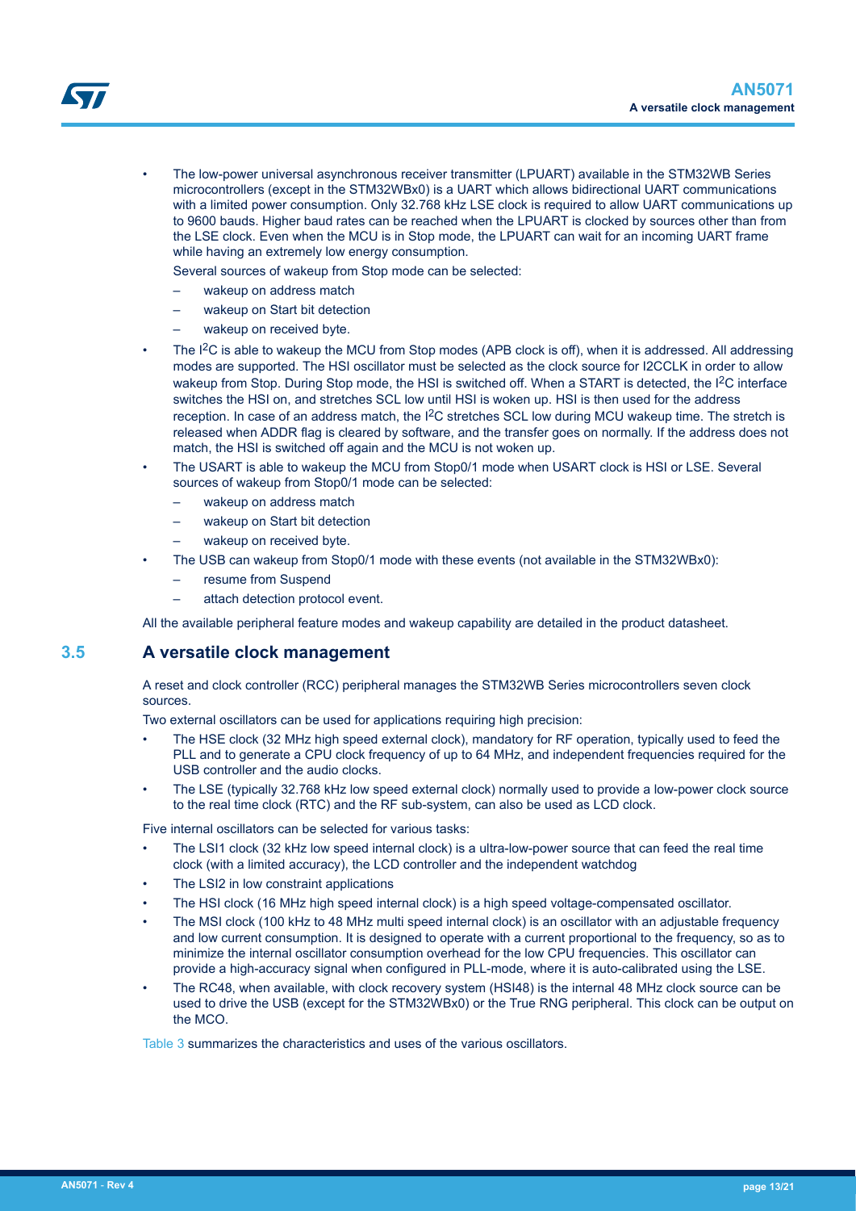- The low-power universal asynchronous receiver transmitter (LPUART) available in the STM32WB Series microcontrollers (except in the STM32WBx0) is a UART which allows bidirectional UART communications with a limited power consumption. Only 32.768 kHz LSE clock is required to allow UART communications up to 9600 bauds. Higher baud rates can be reached when the LPUART is clocked by sources other than from the LSE clock. Even when the MCU is in Stop mode, the LPUART can wait for an incoming UART frame while having an extremely low energy consumption.

  Several sources of wakeup from Stop mode can be selected:
  - wakeup on address match
  - wakeup on Start bit detection
  - wakeup on received byte.
- The I²C is able to wakeup the MCU from Stop modes (APB clock is off), when it is addressed. All addressing modes are supported. The HSI oscillator must be selected as the clock source for I2CCLK in order to allow wakeup from Stop. During Stop mode, the HSI is switched off. When a START is detected, the I²C interface switches the HSI on, and stretches SCL low until HSI is woken up. HSI is then used for the address reception. In case of an address match, the I²C stretches SCL low during MCU wakeup time. The stretch is released when ADDR flag is cleared by software, and the transfer goes on normally. If the address does not match, the HSI is switched off again and the MCU is not woken up.
- The USART is able to wakeup the MCU from Stop0/1 mode when USART clock is HSI or LSE. Several sources of wakeup from Stop0/1 mode can be selected:
  - wakeup on address match
  - wakeup on Start bit detection
  - wakeup on received byte.
- The USB can wakeup from Stop0/1 mode with these events (not available in the STM32WBx0):
  - resume from Suspend
  - attach detection protocol event.

All the available peripheral feature modes and wakeup capability are detailed in the product datasheet.

## 3.5 A versatile clock management

A reset and clock controller (RCC) peripheral manages the STM32WB Series microcontrollers seven clock sources.

Two external oscillators can be used for applications requiring high precision:

- The HSE clock (32 MHz high speed external clock), mandatory for RF operation, typically used to feed the PLL and to generate a CPU clock frequency of up to 64 MHz, and independent frequencies required for the USB controller and the audio clocks.
- The LSE (typically 32.768 kHz low speed external clock) normally used to provide a low-power clock source to the real time clock (RTC) and the RF sub-system, can also be used as LCD clock.

Five internal oscillators can be selected for various tasks:

- The LSI1 clock (32 kHz low speed internal clock) is a ultra-low-power source that can feed the real time clock (with a limited accuracy), the LCD controller and the independent watchdog
- The LSI2 in low constraint applications
- The HSI clock (16 MHz high speed internal clock) is a high speed voltage-compensated oscillator.
- The MSI clock (100 kHz to 48 MHz multi speed internal clock) is an oscillator with an adjustable frequency and low current consumption. It is designed to operate with a current proportional to the frequency, so as to minimize the internal oscillator consumption overhead for the low CPU frequencies. This oscillator can provide a high-accuracy signal when configured in PLL-mode, where it is auto-calibrated using the LSE.
- The RC48, when available, with clock recovery system (HSI48) is the internal 48 MHz clock source can be used to drive the USB (except for the STM32WBx0) or the True RNG peripheral. This clock can be output on the MCO.

Table 3 summarizes the characteristics and uses of the various oscillators.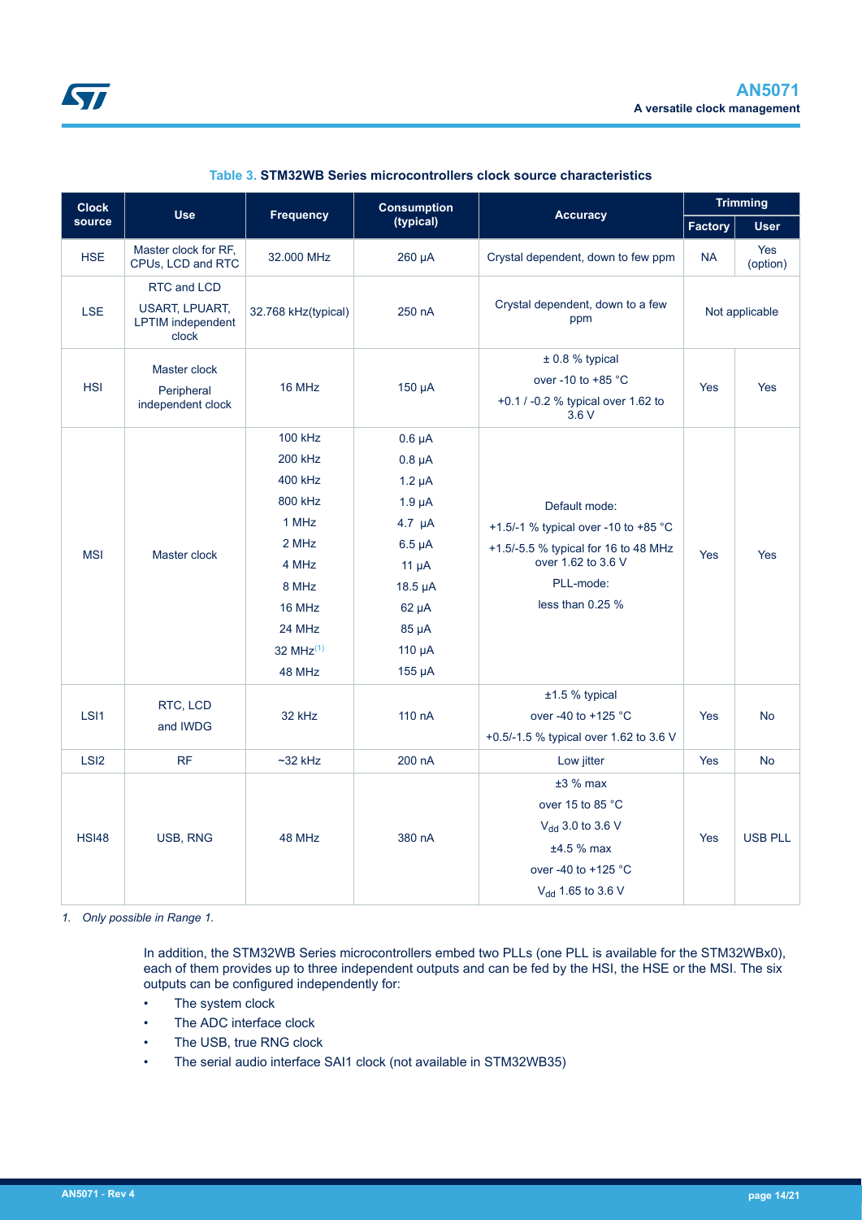Table 3. **STM32WB Series microcontrollers clock source characteristics**

| Clock source | Use | Frequency | Consumption (typical) | Accuracy | Trimming | |
|---|---|---|---|---|---|---|
| | | | | | Factory | User |
| HSE | Master clock for RF, CPUs, LCD and RTC | 32.000 MHz | 260 µA | Crystal dependent, down to few ppm | NA | Yes (option) |
| LSE | RTC and LCD<br>USART, LPUART, LPTIM independent clock | 32.768 kHz(typical) | 250 nA | Crystal dependent, down to a few ppm | Not applicable | |
| HSI | Master clock<br>Peripheral independent clock | 16 MHz | 150 µA | ± 0.8 % typical<br>over -10 to +85 °C<br>+0.1 / -0.2 % typical over 1.62 to 3.6 V | Yes | Yes |
| MSI | Master clock | 100 kHz<br>200 kHz<br>400 kHz<br>800 kHz<br>1 MHz<br>2 MHz<br>4 MHz<br>8 MHz<br>16 MHz<br>24 MHz<br>32 MHz(1)<br>48 MHz | 0.6 µA<br>0.8 µA<br>1.2 µA<br>1.9 µA<br>4.7 µA<br>6.5 µA<br>11 µA<br>18.5 µA<br>62 µA<br>85 µA<br>110 µA<br>155 µA | Default mode:<br>+1.5/-1 % typical over -10 to +85 °C<br>+1.5/-5.5 % typical for 16 to 48 MHz over 1.62 to 3.6 V<br>PLL-mode:<br>less than 0.25 % | Yes | Yes |
| LSI1 | RTC, LCD<br>and IWDG | 32 kHz | 110 nA | ±1.5 % typical<br>over -40 to +125 °C<br>+0.5/-1.5 % typical over 1.62 to 3.6 V | Yes | No |
| LSI2 | RF | ~32 kHz | 200 nA | Low jitter | Yes | No |
| HSI48 | USB, RNG | 48 MHz | 380 nA | ±3 % max<br>over 15 to 85 °C<br>$V_{dd}$ 3.0 to 3.6 V<br>±4.5 % max<br>over -40 to +125 °C<br>$V_{dd}$ 1.65 to 3.6 V | Yes | USB PLL |

*1. Only possible in Range 1.*

In addition, the STM32WB Series microcontrollers embed two PLLs (one PLL is available for the STM32WBx0), each of them provides up to three independent outputs and can be fed by the HSI, the HSE or the MSI. The six outputs can be configured independently for:

- The system clock
- The ADC interface clock
- The USB, true RNG clock
- The serial audio interface SAI1 clock (not available in STM32WB35)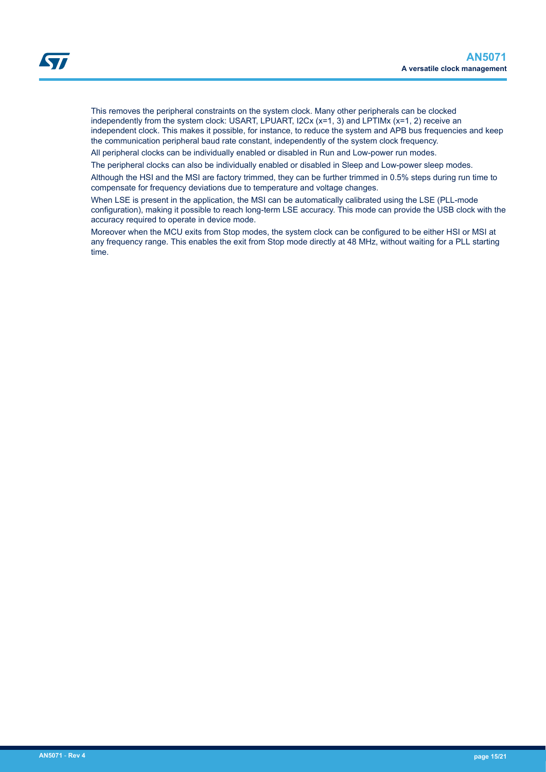This removes the peripheral constraints on the system clock. Many other peripherals can be clocked independently from the system clock: USART, LPUART, I2Cx (x=1, 3) and LPTIMx (x=1, 2) receive an independent clock. This makes it possible, for instance, to reduce the system and APB bus frequencies and keep the communication peripheral baud rate constant, independently of the system clock frequency.

All peripheral clocks can be individually enabled or disabled in Run and Low-power run modes.

The peripheral clocks can also be individually enabled or disabled in Sleep and Low-power sleep modes.

Although the HSI and the MSI are factory trimmed, they can be further trimmed in 0.5% steps during run time to compensate for frequency deviations due to temperature and voltage changes.

When LSE is present in the application, the MSI can be automatically calibrated using the LSE (PLL-mode configuration), making it possible to reach long-term LSE accuracy. This mode can provide the USB clock with the accuracy required to operate in device mode.

Moreover when the MCU exits from Stop modes, the system clock can be configured to be either HSI or MSI at any frequency range. This enables the exit from Stop mode directly at 48 MHz, without waiting for a PLL starting time.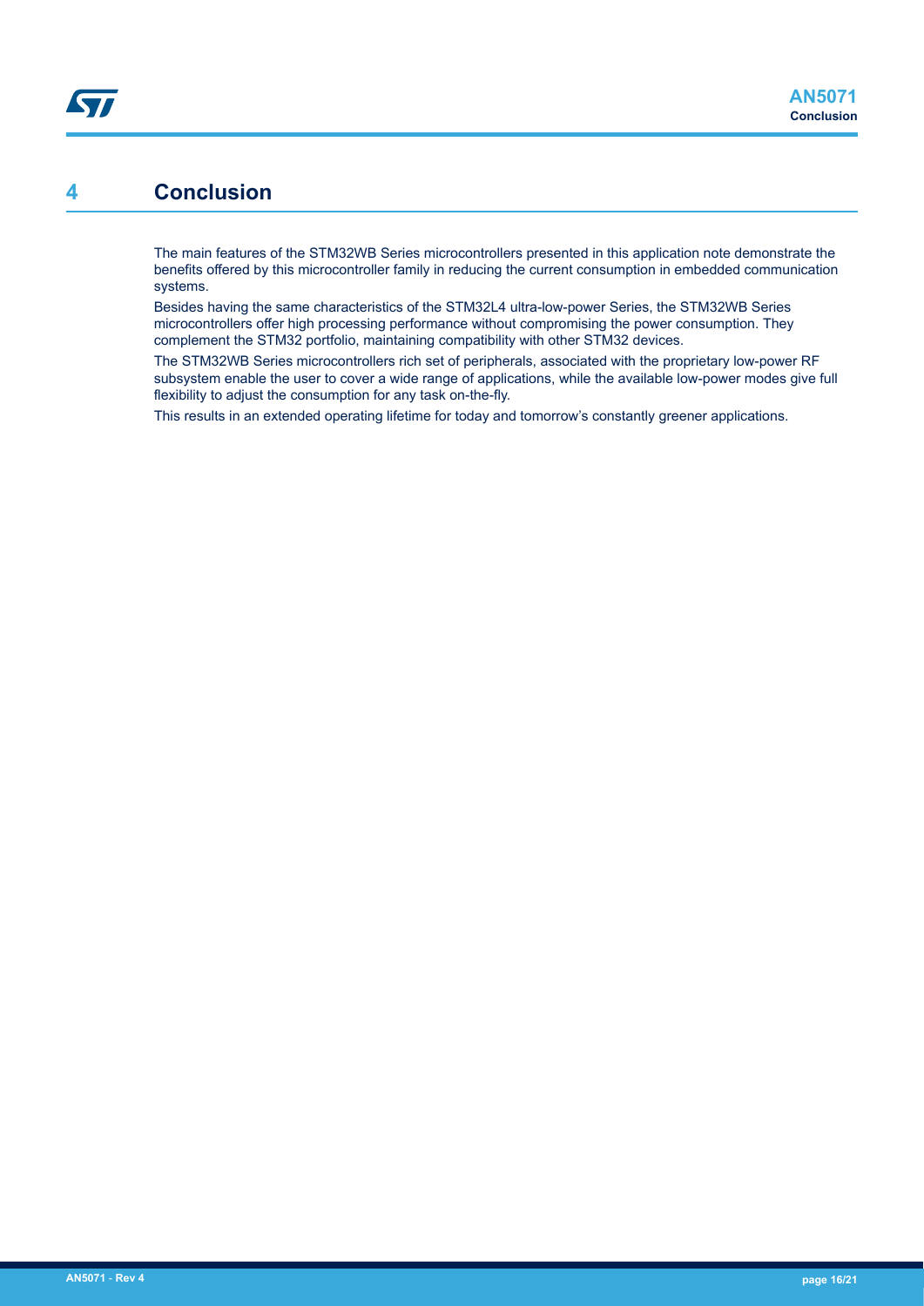# 4 Conclusion

The main features of the STM32WB Series microcontrollers presented in this application note demonstrate the benefits offered by this microcontroller family in reducing the current consumption in embedded communication systems.

Besides having the same characteristics of the STM32L4 ultra-low-power Series, the STM32WB Series microcontrollers offer high processing performance without compromising the power consumption. They complement the STM32 portfolio, maintaining compatibility with other STM32 devices.

The STM32WB Series microcontrollers rich set of peripherals, associated with the proprietary low-power RF subsystem enable the user to cover a wide range of applications, while the available low-power modes give full flexibility to adjust the consumption for any task on-the-fly.

This results in an extended operating lifetime for today and tomorrow's constantly greener applications.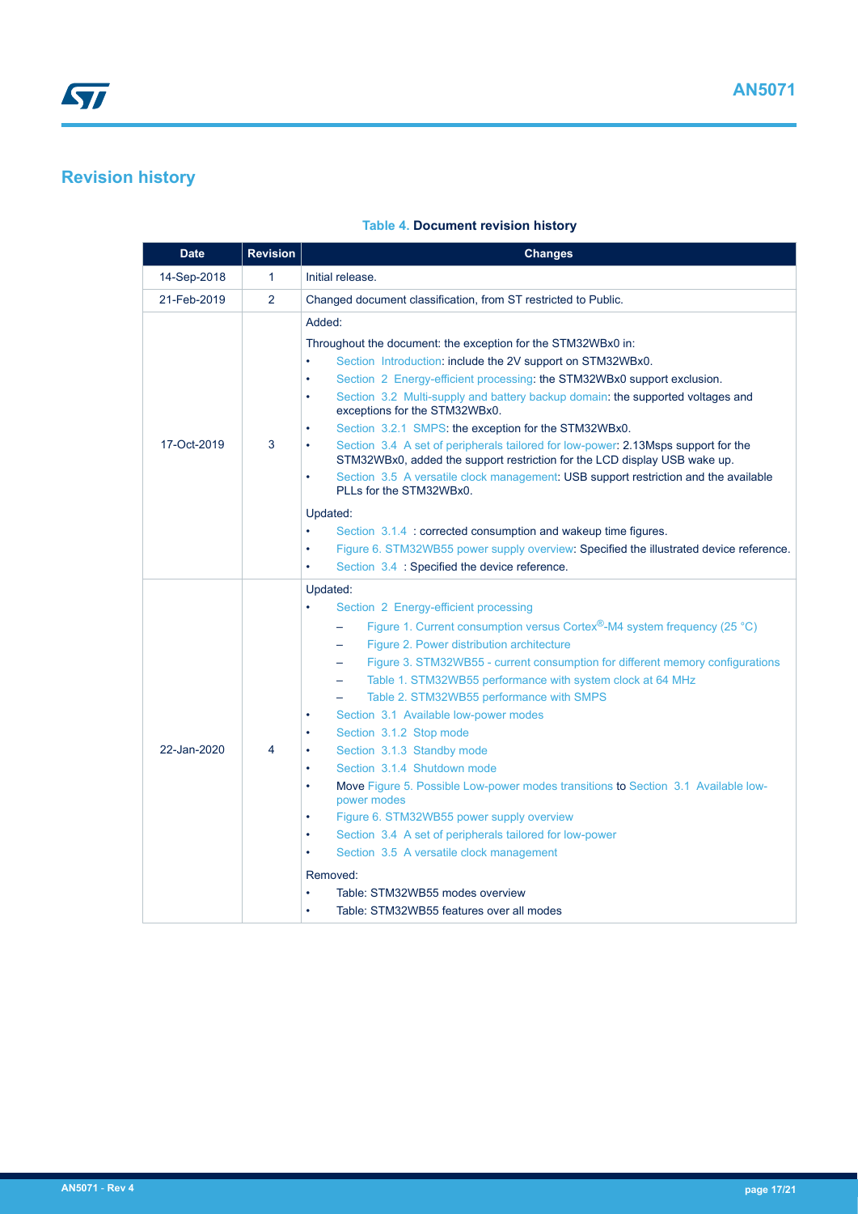## Revision history

**Table 4. Document revision history**

| Date | Revision | Changes |
| --- | --- | --- |
| 14-Sep-2018 | 1 | Initial release. |
| 21-Feb-2019 | 2 | Changed document classification, from ST restricted to Public. |
| 17-Oct-2019 | 3 | Added:<br><br>Throughout the document: the exception for the STM32WBx0 in:<br>• Section Introduction: include the 2V support on STM32WBx0.<br>• Section 2 Energy-efficient processing: the STM32WBx0 support exclusion.<br>• Section 3.2 Multi-supply and battery backup domain: the supported voltages and exceptions for the STM32WBx0.<br>• Section 3.2.1 SMPS: the exception for the STM32WBx0.<br>• Section 3.4 A set of peripherals tailored for low-power: 2.13Msps support for the STM32WBx0, added the support restriction for the LCD display USB wake up.<br>• Section 3.5 A versatile clock management: USB support restriction and the available PLLs for the STM32WBx0.<br><br>Updated:<br>• Section 3.1.4 : corrected consumption and wakeup time figures.<br>• Figure 6. STM32WB55 power supply overview: Specified the illustrated device reference.<br>• Section 3.4 : Specified the device reference. |
| 22-Jan-2020 | 4 | Updated:<br>• Section 2 Energy-efficient processing<br>  – Figure 1. Current consumption versus Cortex®-M4 system frequency (25 °C)<br>  – Figure 2. Power distribution architecture<br>  – Figure 3. STM32WB55 - current consumption for different memory configurations<br>  – Table 1. STM32WB55 performance with system clock at 64 MHz<br>  – Table 2. STM32WB55 performance with SMPS<br>• Section 3.1 Available low-power modes<br>• Section 3.1.2 Stop mode<br>• Section 3.1.3 Standby mode<br>• Section 3.1.4 Shutdown mode<br>• Move Figure 5. Possible Low-power modes transitions to Section 3.1 Available low-power modes<br>• Figure 6. STM32WB55 power supply overview<br>• Section 3.4 A set of peripherals tailored for low-power<br>• Section 3.5 A versatile clock management<br><br>Removed:<br>• Table: STM32WB55 modes overview<br>• Table: STM32WB55 features over all modes |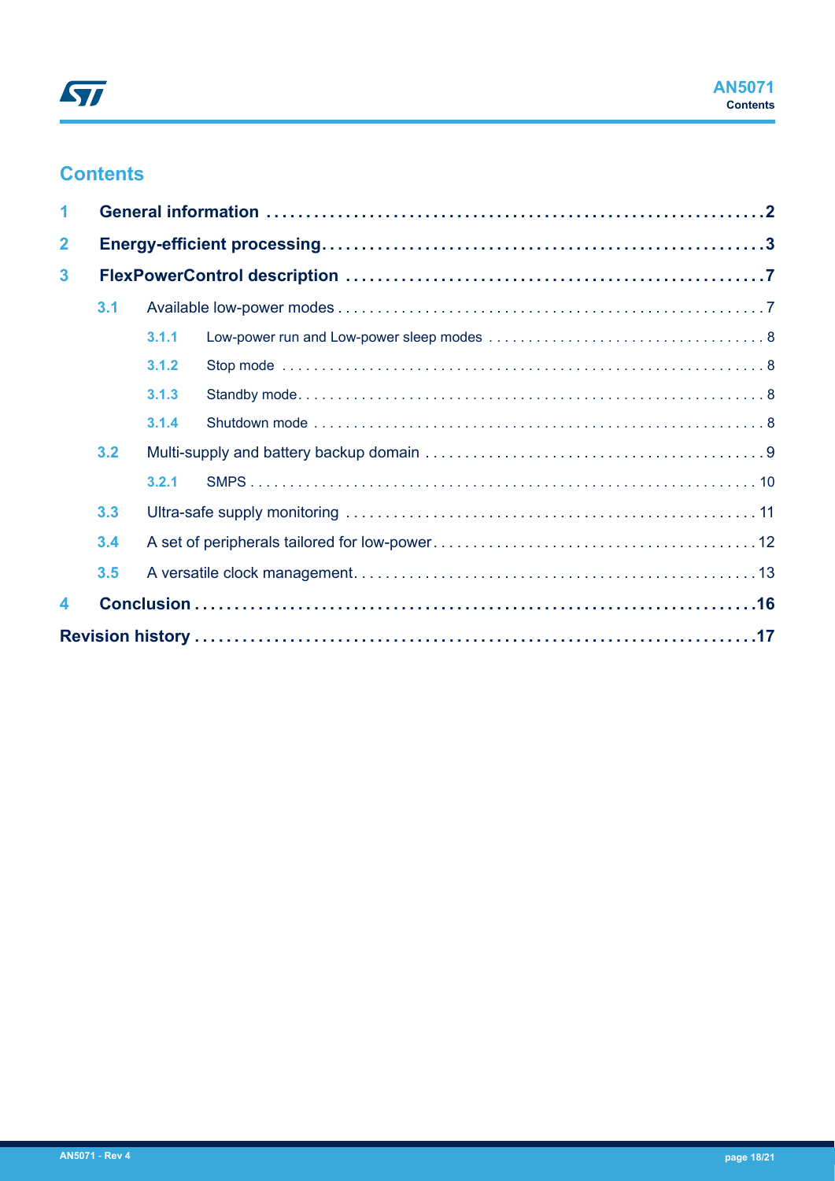## Contents

1 General information . . . . . . . . . . . . . . . . . . . . . . . . . . . . . . . . . . . . . . . . . . . . . . . . . . . . . . . . . . . . . . .2

2 Energy-efficient processing. . . . . . . . . . . . . . . . . . . . . . . . . . . . . . . . . . . . . . . . . . . . . . . . . . . . . .3

3 FlexPowerControl description . . . . . . . . . . . . . . . . . . . . . . . . . . . . . . . . . . . . . . . . . . . . . . . . . . . .7

- 3.1 Available low-power modes . . . . . . . . . . . . . . . . . . . . . . . . . . . . . . . . . . . . . . . . . . . . . . . . . . . . 7
  - 3.1.1 Low-power run and Low-power sleep modes . . . . . . . . . . . . . . . . . . . . . . . . . . . . . . . . . . 8
  - 3.1.2 Stop mode . . . . . . . . . . . . . . . . . . . . . . . . . . . . . . . . . . . . . . . . . . . . . . . . . . . . . . . . . . . . . 8
  - 3.1.3 Standby mode. . . . . . . . . . . . . . . . . . . . . . . . . . . . . . . . . . . . . . . . . . . . . . . . . . . . . . . . . . . 8
  - 3.1.4 Shutdown mode . . . . . . . . . . . . . . . . . . . . . . . . . . . . . . . . . . . . . . . . . . . . . . . . . . . . . . . . . 8
- 3.2 Multi-supply and battery backup domain . . . . . . . . . . . . . . . . . . . . . . . . . . . . . . . . . . . . . . . . . 9
  - 3.2.1 SMPS . . . . . . . . . . . . . . . . . . . . . . . . . . . . . . . . . . . . . . . . . . . . . . . . . . . . . . . . . . . . . . . . 10
- 3.3 Ultra-safe supply monitoring . . . . . . . . . . . . . . . . . . . . . . . . . . . . . . . . . . . . . . . . . . . . . . . . . . 11
- 3.4 A set of peripherals tailored for low-power. . . . . . . . . . . . . . . . . . . . . . . . . . . . . . . . . . . . . . . . 12
- 3.5 A versatile clock management. . . . . . . . . . . . . . . . . . . . . . . . . . . . . . . . . . . . . . . . . . . . . . . . . 13

4 Conclusion . . . . . . . . . . . . . . . . . . . . . . . . . . . . . . . . . . . . . . . . . . . . . . . . . . . . . . . . . . . . . . . . .16

Revision history . . . . . . . . . . . . . . . . . . . . . . . . . . . . . . . . . . . . . . . . . . . . . . . . . . . . . . . . . . . . . . . .17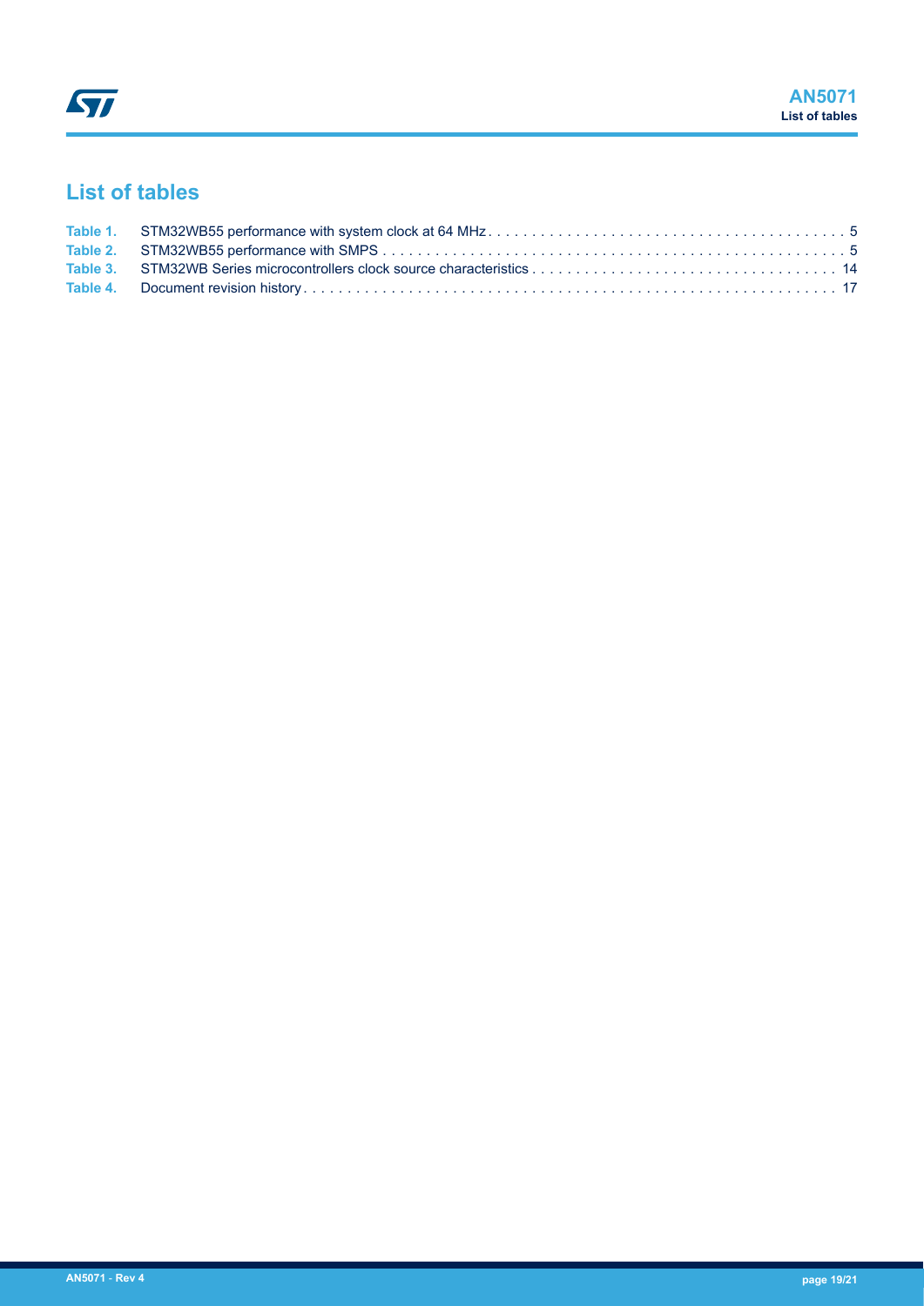## List of tables

| | | |
|---|---|---|
| Table 1. | STM32WB55 performance with system clock at 64 MHz | 5 |
| Table 2. | STM32WB55 performance with SMPS | 5 |
| Table 3. | STM32WB Series microcontrollers clock source characteristics | 14 |
| Table 4. | Document revision history | 17 |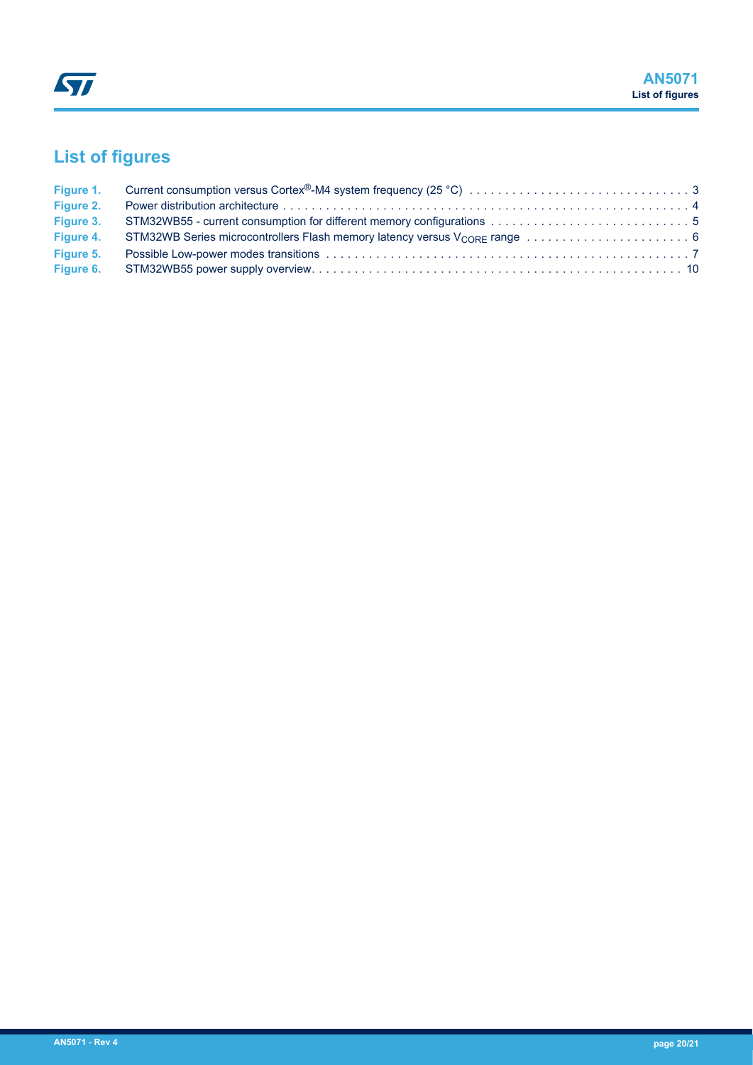# List of figures

Figure 1. Current consumption versus Cortex®-M4 system frequency (25 °C) . . . . . . . . . . . . . . . . . . . . . . . . . . . . . . . 3
Figure 2. Power distribution architecture . . . . . . . . . . . . . . . . . . . . . . . . . . . . . . . . . . . . . . . . . . . . . . . . . . . . . . . . 4
Figure 3. STM32WB55 - current consumption for different memory configurations . . . . . . . . . . . . . . . . . . . . . . . . . . . 5
Figure 4. STM32WB Series microcontrollers Flash memory latency versus $V_{CORE}$ range . . . . . . . . . . . . . . . . . . . . . . . 6
Figure 5. Possible Low-power modes transitions . . . . . . . . . . . . . . . . . . . . . . . . . . . . . . . . . . . . . . . . . . . . . . . . . . 7
Figure 6. STM32WB55 power supply overview. . . . . . . . . . . . . . . . . . . . . . . . . . . . . . . . . . . . . . . . . . . . . . . . . . . . 10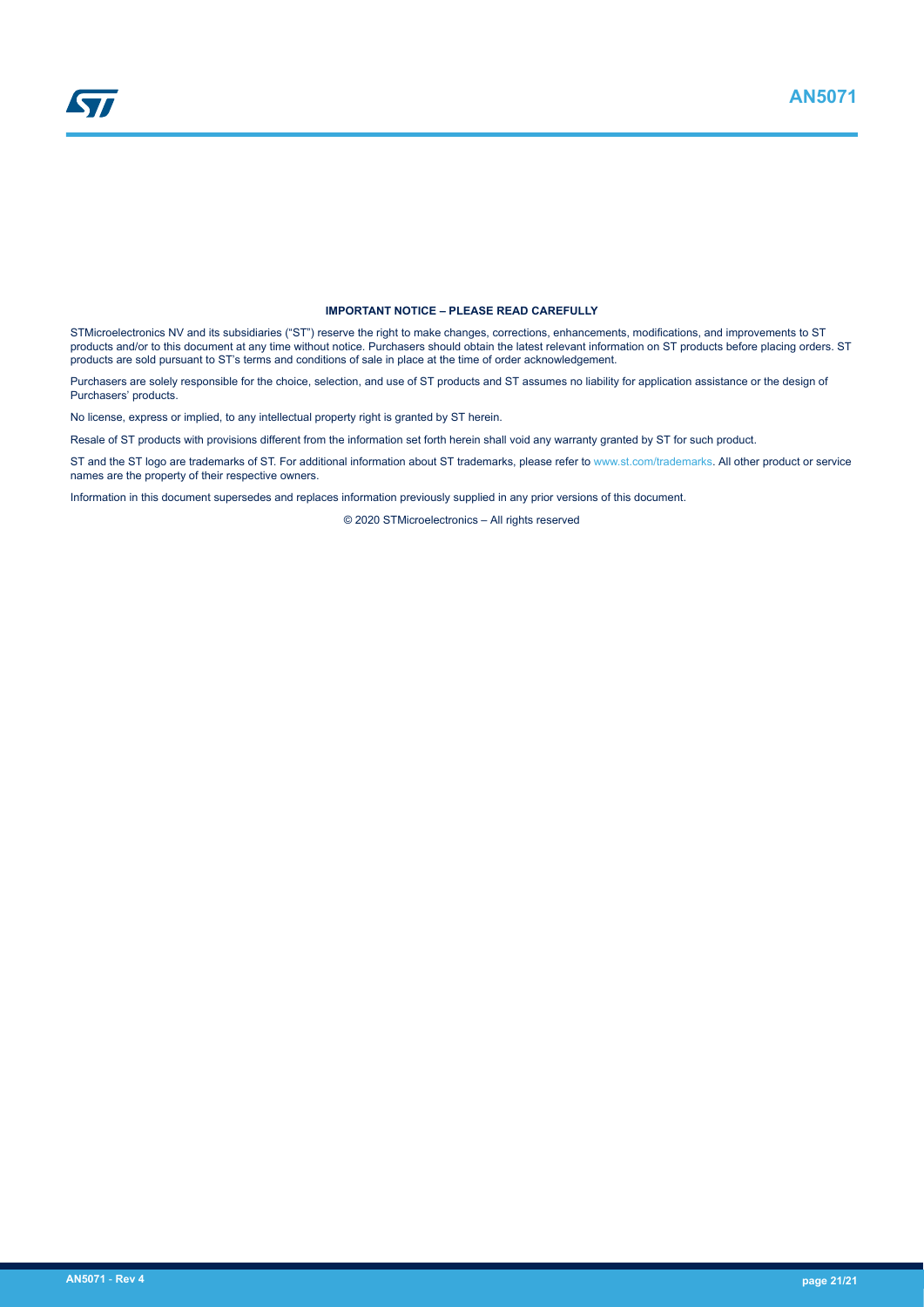**IMPORTANT NOTICE – PLEASE READ CAREFULLY**

STMicroelectronics NV and its subsidiaries (“ST”) reserve the right to make changes, corrections, enhancements, modifications, and improvements to ST products and/or to this document at any time without notice. Purchasers should obtain the latest relevant information on ST products before placing orders. ST products are sold pursuant to ST’s terms and conditions of sale in place at the time of order acknowledgement.

Purchasers are solely responsible for the choice, selection, and use of ST products and ST assumes no liability for application assistance or the design of Purchasers’ products.

No license, express or implied, to any intellectual property right is granted by ST herein.

Resale of ST products with provisions different from the information set forth herein shall void any warranty granted by ST for such product.

ST and the ST logo are trademarks of ST. For additional information about ST trademarks, please refer to www.st.com/trademarks. All other product or service names are the property of their respective owners.

Information in this document supersedes and replaces information previously supplied in any prior versions of this document.

© 2020 STMicroelectronics – All rights reserved